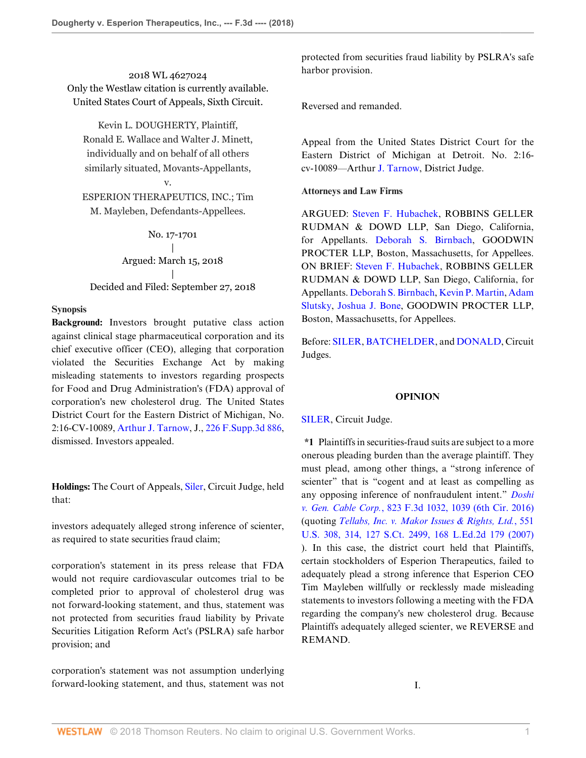2018 WL 4627024
Only the Westlaw citation is currently available.
United States Court of Appeals, Sixth Circuit.

Kevin L. DOUGHERTY, Plaintiff,
Ronald E. Wallace and Walter J. Minett,
individually and on behalf of all others
similarly situated, Movants-Appellants,
v.
ESPERION THERAPEUTICS, INC.; Tim
M. Mayleben, Defendants-Appellees.

No. 17-1701
|
Argued: March 15, 2018
|
Decided and Filed: September 27, 2018

**Synopsis**

**Background:** Investors brought putative class action against clinical stage pharmaceutical corporation and its chief executive officer (CEO), alleging that corporation violated the Securities Exchange Act by making misleading statements to investors regarding prospects for Food and Drug Administration's (FDA) approval of corporation's new cholesterol drug. The United States District Court for the Eastern District of Michigan, No. 2:16-CV-10089, Arthur J. Tarnow, J., 226 F.Supp.3d 886, dismissed. Investors appealed.

**Holdings:** The Court of Appeals, Siler, Circuit Judge, held that:

investors adequately alleged strong inference of scienter, as required to state securities fraud claim;

corporation's statement in its press release that FDA would not require cardiovascular outcomes trial to be completed prior to approval of cholesterol drug was not forward-looking statement, and thus, statement was not protected from securities fraud liability by Private Securities Litigation Reform Act's (PSLRA) safe harbor provision; and

corporation's statement was not assumption underlying forward-looking statement, and thus, statement was not protected from securities fraud liability by PSLRA's safe harbor provision.

Reversed and remanded.

Appeal from the United States District Court for the Eastern District of Michigan at Detroit. No. 2:16-cv-10089—Arthur J. Tarnow, District Judge.

**Attorneys and Law Firms**

ARGUED: Steven F. Hubachek, ROBBINS GELLER RUDMAN & DOWD LLP, San Diego, California, for Appellants. Deborah S. Birnbach, GOODWIN PROCTER LLP, Boston, Massachusetts, for Appellees. ON BRIEF: Steven F. Hubachek, ROBBINS GELLER RUDMAN & DOWD LLP, San Diego, California, for Appellants. Deborah S. Birnbach, Kevin P. Martin, Adam Slutsky, Joshua J. Bone, GOODWIN PROCTER LLP, Boston, Massachusetts, for Appellees.

Before: SILER, BATCHELDER, and DONALD, Circuit Judges.

## OPINION

SILER, Circuit Judge.

**\*1** Plaintiffs in securities-fraud suits are subject to a more onerous pleading burden than the average plaintiff. They must plead, among other things, a "strong inference of scienter" that is "cogent and at least as compelling as any opposing inference of nonfraudulent intent." *Doshi v. Gen. Cable Corp.*, 823 F.3d 1032, 1039 (6th Cir. 2016) (quoting *Tellabs, Inc. v. Makor Issues & Rights, Ltd.*, 551 U.S. 308, 314, 127 S.Ct. 2499, 168 L.Ed.2d 179 (2007) ). In this case, the district court held that Plaintiffs, certain stockholders of Esperion Therapeutics, failed to adequately plead a strong inference that Esperion CEO Tim Mayleben willfully or recklessly made misleading statements to investors following a meeting with the FDA regarding the company's new cholesterol drug. Because Plaintiffs adequately alleged scienter, we REVERSE and REMAND.

I.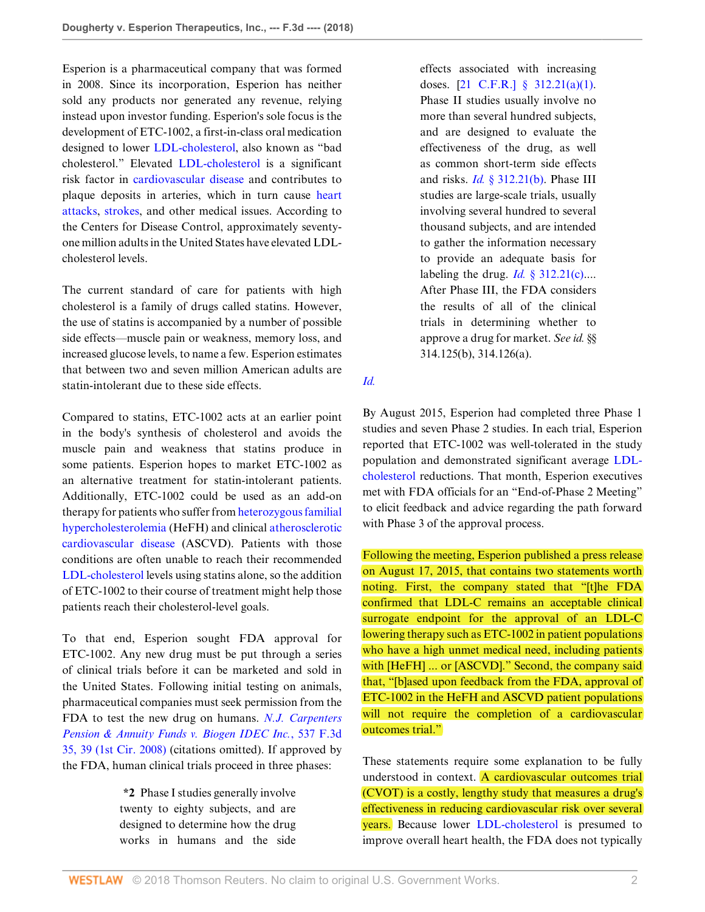Esperion is a pharmaceutical company that was formed in 2008. Since its incorporation, Esperion has neither sold any products nor generated any revenue, relying instead upon investor funding. Esperion's sole focus is the development of ETC-1002, a first-in-class oral medication designed to lower LDL-cholesterol, also known as "bad cholesterol." Elevated LDL-cholesterol is a significant risk factor in cardiovascular disease and contributes to plaque deposits in arteries, which in turn cause heart attacks, strokes, and other medical issues. According to the Centers for Disease Control, approximately seventy-one million adults in the United States have elevated LDL-cholesterol levels.

The current standard of care for patients with high cholesterol is a family of drugs called statins. However, the use of statins is accompanied by a number of possible side effects—muscle pain or weakness, memory loss, and increased glucose levels, to name a few. Esperion estimates that between two and seven million American adults are statin-intolerant due to these side effects.

Compared to statins, ETC-1002 acts at an earlier point in the body's synthesis of cholesterol and avoids the muscle pain and weakness that statins produce in some patients. Esperion hopes to market ETC-1002 as an alternative treatment for statin-intolerant patients. Additionally, ETC-1002 could be used as an add-on therapy for patients who suffer from heterozygous familial hypercholesterolemia (HeFH) and clinical atherosclerotic cardiovascular disease (ASCVD). Patients with those conditions are often unable to reach their recommended LDL-cholesterol levels using statins alone, so the addition of ETC-1002 to their course of treatment might help those patients reach their cholesterol-level goals.

To that end, Esperion sought FDA approval for ETC-1002. Any new drug must be put through a series of clinical trials before it can be marketed and sold in the United States. Following initial testing on animals, pharmaceutical companies must seek permission from the FDA to test the new drug on humans. *N.J. Carpenters Pension & Annuity Funds v. Biogen IDEC Inc.*, 537 F.3d 35, 39 (1st Cir. 2008) (citations omitted). If approved by the FDA, human clinical trials proceed in three phases:

> **\*2** Phase I studies generally involve twenty to eighty subjects, and are designed to determine how the drug works in humans and the side effects associated with increasing doses. [21 C.F.R.] § 312.21(a)(1). Phase II studies usually involve no more than several hundred subjects, and are designed to evaluate the effectiveness of the drug, as well as common short-term side effects and risks. *Id.* § 312.21(b). Phase III studies are large-scale trials, usually involving several hundred to several thousand subjects, and are intended to gather the information necessary to provide an adequate basis for labeling the drug. *Id.* § 312.21(c).... After Phase III, the FDA considers the results of all of the clinical trials in determining whether to approve a drug for market. *See id.* §§ 314.125(b), 314.126(a).

*Id.*

By August 2015, Esperion had completed three Phase 1 studies and seven Phase 2 studies. In each trial, Esperion reported that ETC-1002 was well-tolerated in the study population and demonstrated significant average LDL-cholesterol reductions. That month, Esperion executives met with FDA officials for an "End-of-Phase 2 Meeting" to elicit feedback and advice regarding the path forward with Phase 3 of the approval process.

Following the meeting, Esperion published a press release on August 17, 2015, that contains two statements worth noting. First, the company stated that "[t]he FDA confirmed that LDL-C remains an acceptable clinical surrogate endpoint for the approval of an LDL-C lowering therapy such as ETC-1002 in patient populations who have a high unmet medical need, including patients with [HeFH] ... or [ASCVD]." Second, the company said that, "[b]ased upon feedback from the FDA, approval of ETC-1002 in the HeFH and ASCVD patient populations will not require the completion of a cardiovascular outcomes trial."

These statements require some explanation to be fully understood in context. A cardiovascular outcomes trial (CVOT) is a costly, lengthy study that measures a drug's effectiveness in reducing cardiovascular risk over several years. Because lower LDL-cholesterol is presumed to improve overall heart health, the FDA does not typically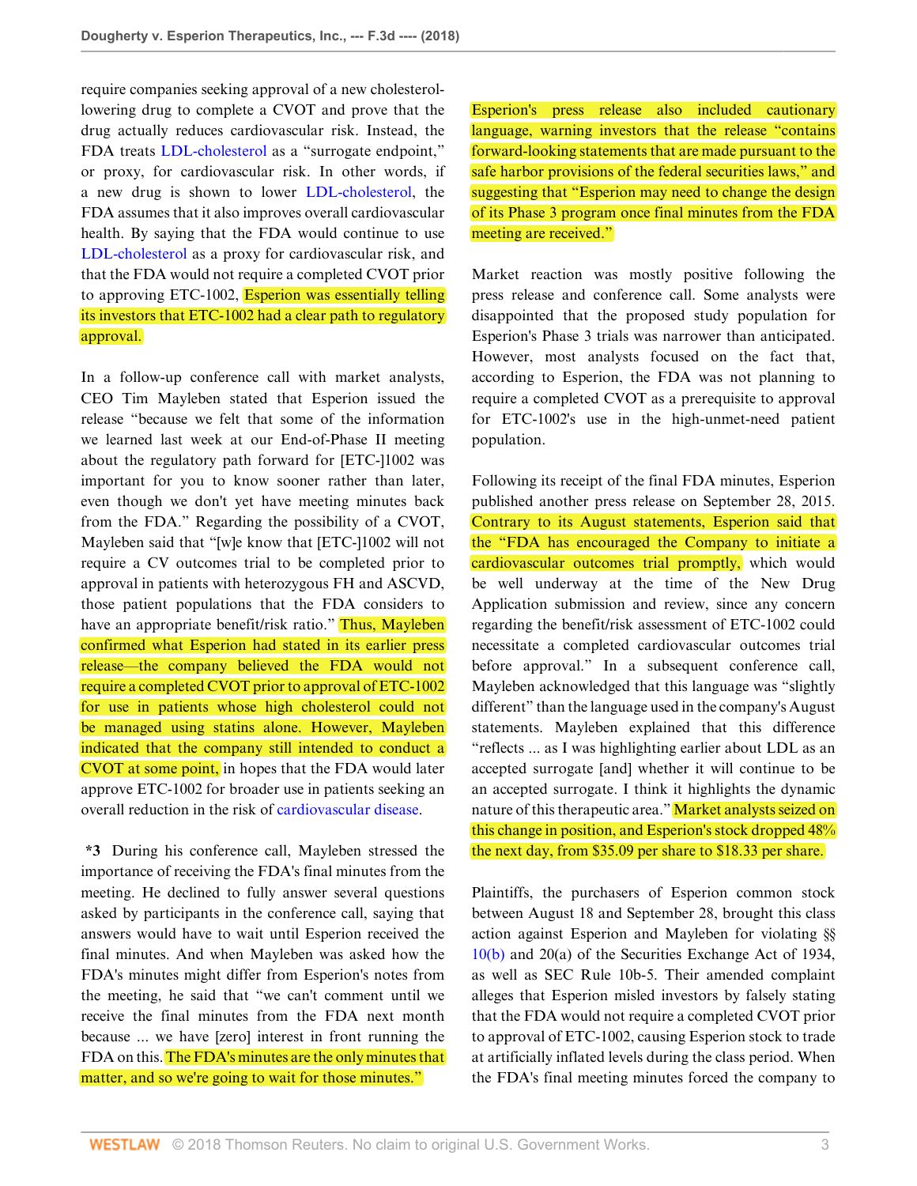require companies seeking approval of a new cholesterol-lowering drug to complete a CVOT and prove that the drug actually reduces cardiovascular risk. Instead, the FDA treats LDL-cholesterol as a "surrogate endpoint," or proxy, for cardiovascular risk. In other words, if a new drug is shown to lower LDL-cholesterol, the FDA assumes that it also improves overall cardiovascular health. By saying that the FDA would continue to use LDL-cholesterol as a proxy for cardiovascular risk, and that the FDA would not require a completed CVOT prior to approving ETC-1002, Esperion was essentially telling its investors that ETC-1002 had a clear path to regulatory approval.

In a follow-up conference call with market analysts, CEO Tim Mayleben stated that Esperion issued the release "because we felt that some of the information we learned last week at our End-of-Phase II meeting about the regulatory path forward for [ETC-]1002 was important for you to know sooner rather than later, even though we don't yet have meeting minutes back from the FDA." Regarding the possibility of a CVOT, Mayleben said that "[w]e know that [ETC-]1002 will not require a CV outcomes trial to be completed prior to approval in patients with heterozygous FH and ASCVD, those patient populations that the FDA considers to have an appropriate benefit/risk ratio." Thus, Mayleben confirmed what Esperion had stated in its earlier press release—the company believed the FDA would not require a completed CVOT prior to approval of ETC-1002 for use in patients whose high cholesterol could not be managed using statins alone. However, Mayleben indicated that the company still intended to conduct a CVOT at some point, in hopes that the FDA would later approve ETC-1002 for broader use in patients seeking an overall reduction in the risk of cardiovascular disease.

**\*3** During his conference call, Mayleben stressed the importance of receiving the FDA's final minutes from the meeting. He declined to fully answer several questions asked by participants in the conference call, saying that answers would have to wait until Esperion received the final minutes. And when Mayleben was asked how the FDA's minutes might differ from Esperion's notes from the meeting, he said that "we can't comment until we receive the final minutes from the FDA next month because ... we have [zero] interest in front running the FDA on this. The FDA's minutes are the only minutes that matter, and so we're going to wait for those minutes."

Esperion's press release also included cautionary language, warning investors that the release "contains forward-looking statements that are made pursuant to the safe harbor provisions of the federal securities laws," and suggesting that "Esperion may need to change the design of its Phase 3 program once final minutes from the FDA meeting are received."

Market reaction was mostly positive following the press release and conference call. Some analysts were disappointed that the proposed study population for Esperion's Phase 3 trials was narrower than anticipated. However, most analysts focused on the fact that, according to Esperion, the FDA was not planning to require a completed CVOT as a prerequisite to approval for ETC-1002's use in the high-unmet-need patient population.

Following its receipt of the final FDA minutes, Esperion published another press release on September 28, 2015. Contrary to its August statements, Esperion said that the "FDA has encouraged the Company to initiate a cardiovascular outcomes trial promptly, which would be well underway at the time of the New Drug Application submission and review, since any concern regarding the benefit/risk assessment of ETC-1002 could necessitate a completed cardiovascular outcomes trial before approval." In a subsequent conference call, Mayleben acknowledged that this language was "slightly different" than the language used in the company's August statements. Mayleben explained that this difference "reflects ... as I was highlighting earlier about LDL as an accepted surrogate [and] whether it will continue to be an accepted surrogate. I think it highlights the dynamic nature of this therapeutic area." Market analysts seized on this change in position, and Esperion's stock dropped 48% the next day, from $35.09 per share to $18.33 per share.

Plaintiffs, the purchasers of Esperion common stock between August 18 and September 28, brought this class action against Esperion and Mayleben for violating §§ 10(b) and 20(a) of the Securities Exchange Act of 1934, as well as SEC Rule 10b-5. Their amended complaint alleges that Esperion misled investors by falsely stating that the FDA would not require a completed CVOT prior to approval of ETC-1002, causing Esperion stock to trade at artificially inflated levels during the class period. When the FDA's final meeting minutes forced the company to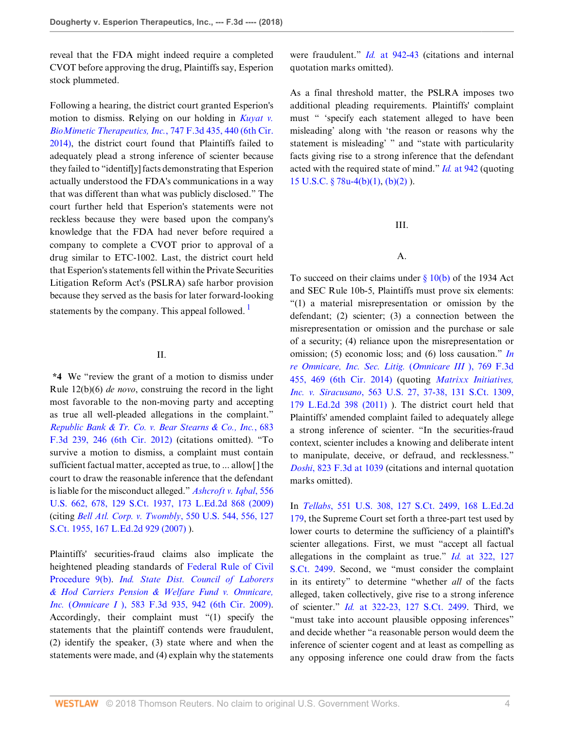reveal that the FDA might indeed require a completed CVOT before approving the drug, Plaintiffs say, Esperion stock plummeted.

Following a hearing, the district court granted Esperion's motion to dismiss. Relying on our holding in *Kuyat v. BioMimetic Therapeutics, Inc.*, 747 F.3d 435, 440 (6th Cir. 2014), the district court found that Plaintiffs failed to adequately plead a strong inference of scienter because they failed to "identif[y] facts demonstrating that Esperion actually understood the FDA's communications in a way that was different than what was publicly disclosed." The court further held that Esperion's statements were not reckless because they were based upon the company's knowledge that the FDA had never before required a company to complete a CVOT prior to approval of a drug similar to ETC-1002. Last, the district court held that Esperion's statements fell within the Private Securities Litigation Reform Act's (PSLRA) safe harbor provision because they served as the basis for later forward-looking statements by the company. This appeal followed. [1]

## II.

*4 We "review the grant of a motion to dismiss under Rule 12(b)(6) *de novo*, construing the record in the light most favorable to the non-moving party and accepting as true all well-pleaded allegations in the complaint." *Republic Bank & Tr. Co. v. Bear Stearns & Co., Inc.*, 683 F.3d 239, 246 (6th Cir. 2012) (citations omitted). "To survive a motion to dismiss, a complaint must contain sufficient factual matter, accepted as true, to ... allow[ ] the court to draw the reasonable inference that the defendant is liable for the misconduct alleged." *Ashcroft v. Iqbal*, 556 U.S. 662, 678, 129 S.Ct. 1937, 173 L.Ed.2d 868 (2009) (citing *Bell Atl. Corp. v. Twombly*, 550 U.S. 544, 556, 127 S.Ct. 1955, 167 L.Ed.2d 929 (2007) ).

Plaintiffs' securities-fraud claims also implicate the heightened pleading standards of Federal Rule of Civil Procedure 9(b). *Ind. State Dist. Council of Laborers & Hod Carriers Pension & Welfare Fund v. Omnicare, Inc.* (*Omnicare I* ), 583 F.3d 935, 942 (6th Cir. 2009). Accordingly, their complaint must "(1) specify the statements that the plaintiff contends were fraudulent, (2) identify the speaker, (3) state where and when the statements were made, and (4) explain why the statements were fraudulent." *Id.* at 942-43 (citations and internal quotation marks omitted).

As a final threshold matter, the PSLRA imposes two additional pleading requirements. Plaintiffs' complaint must " 'specify each statement alleged to have been misleading' along with 'the reason or reasons why the statement is misleading' " and "state with particularity facts giving rise to a strong inference that the defendant acted with the required state of mind." *Id.* at 942 (quoting 15 U.S.C. § 78u-4(b)(1), (b)(2) ).

## III.

### A.

To succeed on their claims under § 10(b) of the 1934 Act and SEC Rule 10b-5, Plaintiffs must prove six elements: "(1) a material misrepresentation or omission by the defendant; (2) scienter; (3) a connection between the misrepresentation or omission and the purchase or sale of a security; (4) reliance upon the misrepresentation or omission; (5) economic loss; and (6) loss causation." *In re Omnicare, Inc. Sec. Litig.* (*Omnicare III* ), 769 F.3d 455, 469 (6th Cir. 2014) (quoting *Matrixx Initiatives, Inc. v. Siracusano*, 563 U.S. 27, 37-38, 131 S.Ct. 1309, 179 L.Ed.2d 398 (2011) ). The district court held that Plaintiffs' amended complaint failed to adequately allege a strong inference of scienter. "In the securities-fraud context, scienter includes a knowing and deliberate intent to manipulate, deceive, or defraud, and recklessness." *Doshi*, 823 F.3d at 1039 (citations and internal quotation marks omitted).

In *Tellabs*, 551 U.S. 308, 127 S.Ct. 2499, 168 L.Ed.2d 179, the Supreme Court set forth a three-part test used by lower courts to determine the sufficiency of a plaintiff's scienter allegations. First, we must "accept all factual allegations in the complaint as true." *Id.* at 322, 127 S.Ct. 2499. Second, we "must consider the complaint in its entirety" to determine "whether *all* of the facts alleged, taken collectively, give rise to a strong inference of scienter." *Id.* at 322-23, 127 S.Ct. 2499. Third, we "must take into account plausible opposing inferences" and decide whether "a reasonable person would deem the inference of scienter cogent and at least as compelling as any opposing inference one could draw from the facts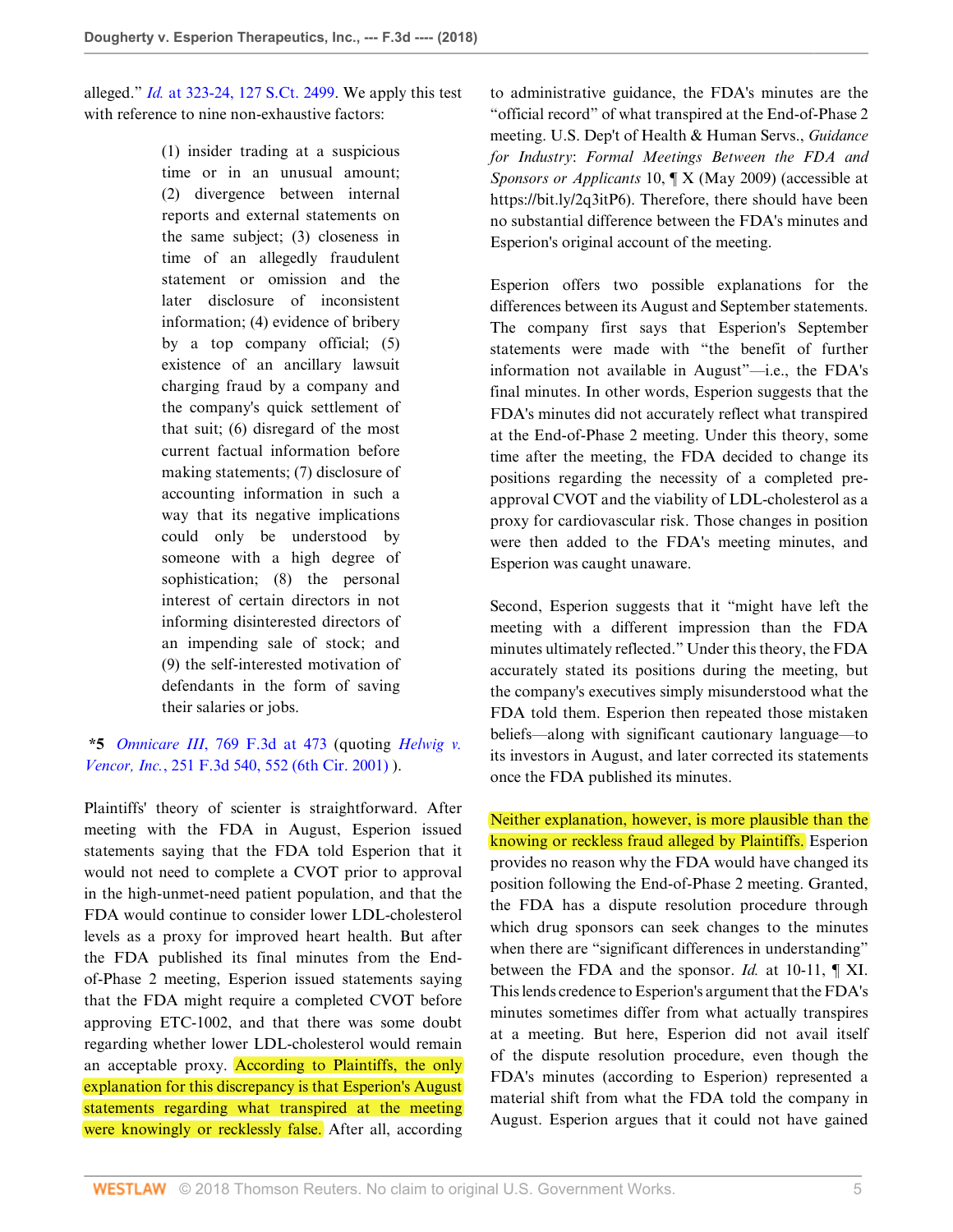alleged." *Id.* at 323-24, 127 S.Ct. 2499. We apply this test with reference to nine non-exhaustive factors:

> (1) insider trading at a suspicious time or in an unusual amount; (2) divergence between internal reports and external statements on the same subject; (3) closeness in time of an allegedly fraudulent statement or omission and the later disclosure of inconsistent information; (4) evidence of bribery by a top company official; (5) existence of an ancillary lawsuit charging fraud by a company and the company's quick settlement of that suit; (6) disregard of the most current factual information before making statements; (7) disclosure of accounting information in such a way that its negative implications could only be understood by someone with a high degree of sophistication; (8) the personal interest of certain directors in not informing disinterested directors of an impending sale of stock; and (9) the self-interested motivation of defendants in the form of saving their salaries or jobs.

**\*5** *Omnicare III*, 769 F.3d at 473 (quoting *Helwig v. Vencor, Inc.*, 251 F.3d 540, 552 (6th Cir. 2001) ).

Plaintiffs' theory of scienter is straightforward. After meeting with the FDA in August, Esperion issued statements saying that the FDA told Esperion that it would not need to complete a CVOT prior to approval in the high-unmet-need patient population, and that the FDA would continue to consider lower LDL-cholesterol levels as a proxy for improved heart health. But after the FDA published its final minutes from the End-of-Phase 2 meeting, Esperion issued statements saying that the FDA might require a completed CVOT before approving ETC-1002, and that there was some doubt regarding whether lower LDL-cholesterol would remain an acceptable proxy. According to Plaintiffs, the only explanation for this discrepancy is that Esperion's August statements regarding what transpired at the meeting were knowingly or recklessly false. After all, according to administrative guidance, the FDA's minutes are the "official record" of what transpired at the End-of-Phase 2 meeting. U.S. Dep't of Health & Human Servs., *Guidance for Industry*: *Formal Meetings Between the FDA and Sponsors or Applicants* 10, ¶ X (May 2009) (accessible at https://bit.ly/2q3itP6). Therefore, there should have been no substantial difference between the FDA's minutes and Esperion's original account of the meeting.

Esperion offers two possible explanations for the differences between its August and September statements. The company first says that Esperion's September statements were made with "the benefit of further information not available in August"—i.e., the FDA's final minutes. In other words, Esperion suggests that the FDA's minutes did not accurately reflect what transpired at the End-of-Phase 2 meeting. Under this theory, some time after the meeting, the FDA decided to change its positions regarding the necessity of a completed pre-approval CVOT and the viability of LDL-cholesterol as a proxy for cardiovascular risk. Those changes in position were then added to the FDA's meeting minutes, and Esperion was caught unaware.

Second, Esperion suggests that it "might have left the meeting with a different impression than the FDA minutes ultimately reflected." Under this theory, the FDA accurately stated its positions during the meeting, but the company's executives simply misunderstood what the FDA told them. Esperion then repeated those mistaken beliefs—along with significant cautionary language—to its investors in August, and later corrected its statements once the FDA published its minutes.

Neither explanation, however, is more plausible than the knowing or reckless fraud alleged by Plaintiffs. Esperion provides no reason why the FDA would have changed its position following the End-of-Phase 2 meeting. Granted, the FDA has a dispute resolution procedure through which drug sponsors can seek changes to the minutes when there are "significant differences in understanding" between the FDA and the sponsor. *Id.* at 10-11, ¶ XI. This lends credence to Esperion's argument that the FDA's minutes sometimes differ from what actually transpires at a meeting. But here, Esperion did not avail itself of the dispute resolution procedure, even though the FDA's minutes (according to Esperion) represented a material shift from what the FDA told the company in August. Esperion argues that it could not have gained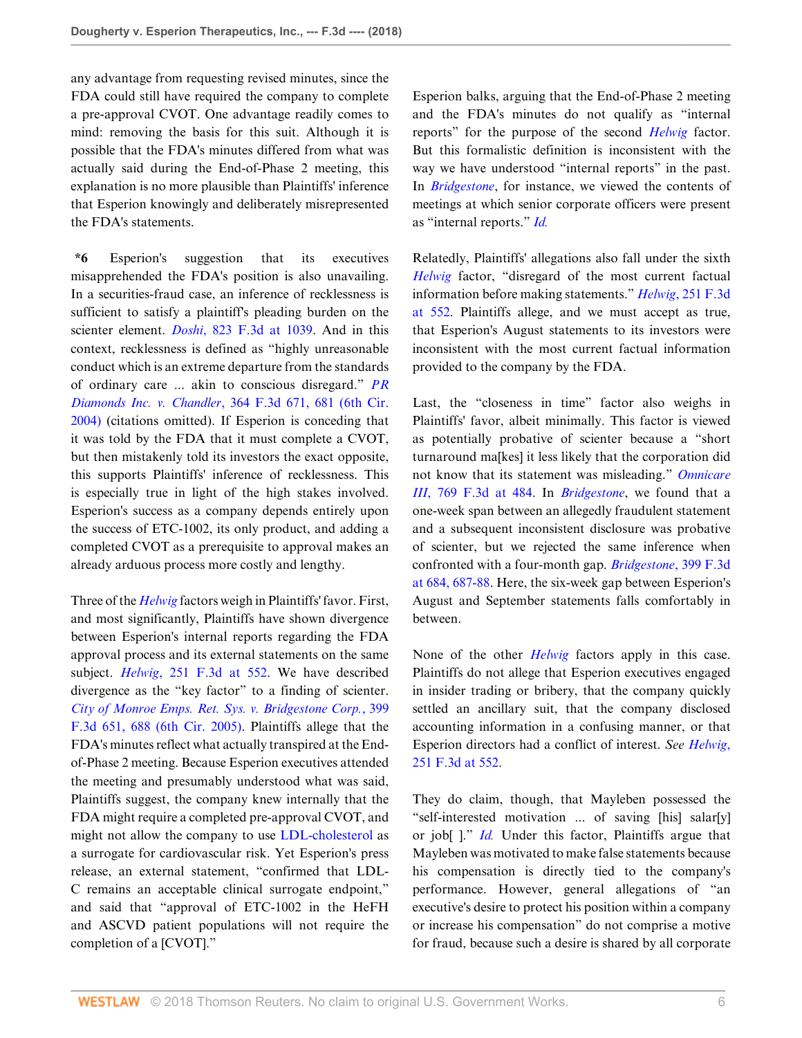any advantage from requesting revised minutes, since the FDA could still have required the company to complete a pre-approval CVOT. One advantage readily comes to mind: removing the basis for this suit. Although it is possible that the FDA's minutes differed from what was actually said during the End-of-Phase 2 meeting, this explanation is no more plausible than Plaintiffs' inference that Esperion knowingly and deliberately misrepresented the FDA's statements.

**\*6** Esperion's suggestion that its executives misapprehended the FDA's position is also unavailing. In a securities-fraud case, an inference of recklessness is sufficient to satisfy a plaintiff's pleading burden on the scienter element. *Doshi*, 823 F.3d at 1039. And in this context, recklessness is defined as "highly unreasonable conduct which is an extreme departure from the standards of ordinary care ... akin to conscious disregard." *PR Diamonds Inc. v. Chandler*, 364 F.3d 671, 681 (6th Cir. 2004) (citations omitted). If Esperion is conceding that it was told by the FDA that it must complete a CVOT, but then mistakenly told its investors the exact opposite, this supports Plaintiffs' inference of recklessness. This is especially true in light of the high stakes involved. Esperion's success as a company depends entirely upon the success of ETC-1002, its only product, and adding a completed CVOT as a prerequisite to approval makes an already arduous process more costly and lengthy.

Three of the *Helwig* factors weigh in Plaintiffs' favor. First, and most significantly, Plaintiffs have shown divergence between Esperion's internal reports regarding the FDA approval process and its external statements on the same subject. *Helwig*, 251 F.3d at 552. We have described divergence as the "key factor" to a finding of scienter. *City of Monroe Emps. Ret. Sys. v. Bridgestone Corp.*, 399 F.3d 651, 688 (6th Cir. 2005). Plaintiffs allege that the FDA's minutes reflect what actually transpired at the End-of-Phase 2 meeting. Because Esperion executives attended the meeting and presumably understood what was said, Plaintiffs suggest, the company knew internally that the FDA might require a completed pre-approval CVOT, and might not allow the company to use LDL-cholesterol as a surrogate for cardiovascular risk. Yet Esperion's press release, an external statement, "confirmed that LDL-C remains an acceptable clinical surrogate endpoint," and said that "approval of ETC-1002 in the HeFH and ASCVD patient populations will not require the completion of a [CVOT]."

Esperion balks, arguing that the End-of-Phase 2 meeting and the FDA's minutes do not qualify as "internal reports" for the purpose of the second *Helwig* factor. But this formalistic definition is inconsistent with the way we have understood "internal reports" in the past. In *Bridgestone*, for instance, we viewed the contents of meetings at which senior corporate officers were present as "internal reports." *Id.*

Relatedly, Plaintiffs' allegations also fall under the sixth *Helwig* factor, "disregard of the most current factual information before making statements." *Helwig*, 251 F.3d at 552. Plaintiffs allege, and we must accept as true, that Esperion's August statements to its investors were inconsistent with the most current factual information provided to the company by the FDA.

Last, the "closeness in time" factor also weighs in Plaintiffs' favor, albeit minimally. This factor is viewed as potentially probative of scienter because a "short turnaround ma[kes] it less likely that the corporation did not know that its statement was misleading." *Omnicare III*, 769 F.3d at 484. In *Bridgestone*, we found that a one-week span between an allegedly fraudulent statement and a subsequent inconsistent disclosure was probative of scienter, but we rejected the same inference when confronted with a four-month gap. *Bridgestone*, 399 F.3d at 684, 687-88. Here, the six-week gap between Esperion's August and September statements falls comfortably in between.

None of the other *Helwig* factors apply in this case. Plaintiffs do not allege that Esperion executives engaged in insider trading or bribery, that the company quickly settled an ancillary suit, that the company disclosed accounting information in a confusing manner, or that Esperion directors had a conflict of interest. *See Helwig*, 251 F.3d at 552.

They do claim, though, that Mayleben possessed the "self-interested motivation ... of saving [his] salar[y] or job[ ]." *Id.* Under this factor, Plaintiffs argue that Mayleben was motivated to make false statements because his compensation is directly tied to the company's performance. However, general allegations of "an executive's desire to protect his position within a company or increase his compensation" do not comprise a motive for fraud, because such a desire is shared by all corporate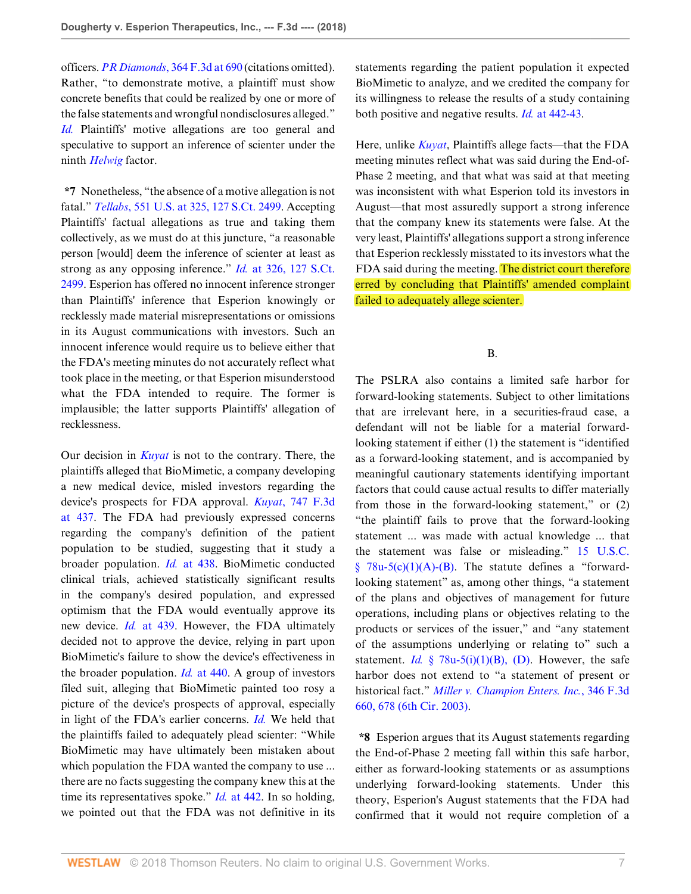officers. *PR Diamonds*, 364 F.3d at 690 (citations omitted). Rather, "to demonstrate motive, a plaintiff must show concrete benefits that could be realized by one or more of the false statements and wrongful nondisclosures alleged." *Id.* Plaintiffs' motive allegations are too general and speculative to support an inference of scienter under the ninth *Helwig* factor.

**\*7** Nonetheless, "the absence of a motive allegation is not fatal." *Tellabs*, 551 U.S. at 325, 127 S.Ct. 2499. Accepting Plaintiffs' factual allegations as true and taking them collectively, as we must do at this juncture, "a reasonable person [would] deem the inference of scienter at least as strong as any opposing inference." *Id.* at 326, 127 S.Ct. 2499. Esperion has offered no innocent inference stronger than Plaintiffs' inference that Esperion knowingly or recklessly made material misrepresentations or omissions in its August communications with investors. Such an innocent inference would require us to believe either that the FDA's meeting minutes do not accurately reflect what took place in the meeting, or that Esperion misunderstood what the FDA intended to require. The former is implausible; the latter supports Plaintiffs' allegation of recklessness.

Our decision in *Kuyat* is not to the contrary. There, the plaintiffs alleged that BioMimetic, a company developing a new medical device, misled investors regarding the device's prospects for FDA approval. *Kuyat*, 747 F.3d at 437. The FDA had previously expressed concerns regarding the company's definition of the patient population to be studied, suggesting that it study a broader population. *Id.* at 438. BioMimetic conducted clinical trials, achieved statistically significant results in the company's desired population, and expressed optimism that the FDA would eventually approve its new device. *Id.* at 439. However, the FDA ultimately decided not to approve the device, relying in part upon BioMimetic's failure to show the device's effectiveness in the broader population. *Id.* at 440. A group of investors filed suit, alleging that BioMimetic painted too rosy a picture of the device's prospects of approval, especially in light of the FDA's earlier concerns. *Id.* We held that the plaintiffs failed to adequately plead scienter: "While BioMimetic may have ultimately been mistaken about which population the FDA wanted the company to use ... there are no facts suggesting the company knew this at the time its representatives spoke." *Id.* at 442. In so holding, we pointed out that the FDA was not definitive in its statements regarding the patient population it expected BioMimetic to analyze, and we credited the company for its willingness to release the results of a study containing both positive and negative results. *Id.* at 442-43.

Here, unlike *Kuyat*, Plaintiffs allege facts—that the FDA meeting minutes reflect what was said during the End-of-Phase 2 meeting, and that what was said at that meeting was inconsistent with what Esperion told its investors in August—that most assuredly support a strong inference that the company knew its statements were false. At the very least, Plaintiffs' allegations support a strong inference that Esperion recklessly misstated to its investors what the FDA said during the meeting. The district court therefore erred by concluding that Plaintiffs' amended complaint failed to adequately allege scienter.

## B.

The PSLRA also contains a limited safe harbor for forward-looking statements. Subject to other limitations that are irrelevant here, in a securities-fraud case, a defendant will not be liable for a material forward-looking statement if either (1) the statement is "identified as a forward-looking statement, and is accompanied by meaningful cautionary statements identifying important factors that could cause actual results to differ materially from those in the forward-looking statement," or (2) "the plaintiff fails to prove that the forward-looking statement ... was made with actual knowledge ... that the statement was false or misleading." 15 U.S.C. § 78u-5(c)(1)(A)-(B). The statute defines a "forward-looking statement" as, among other things, "a statement of the plans and objectives of management for future operations, including plans or objectives relating to the products or services of the issuer," and "any statement of the assumptions underlying or relating to" such a statement. *Id.* § 78u-5(i)(1)(B), (D). However, the safe harbor does not extend to "a statement of present or historical fact." *Miller v. Champion Enters. Inc.*, 346 F.3d 660, 678 (6th Cir. 2003).

**\*8** Esperion argues that its August statements regarding the End-of-Phase 2 meeting fall within this safe harbor, either as forward-looking statements or as assumptions underlying forward-looking statements. Under this theory, Esperion's August statements that the FDA had confirmed that it would not require completion of a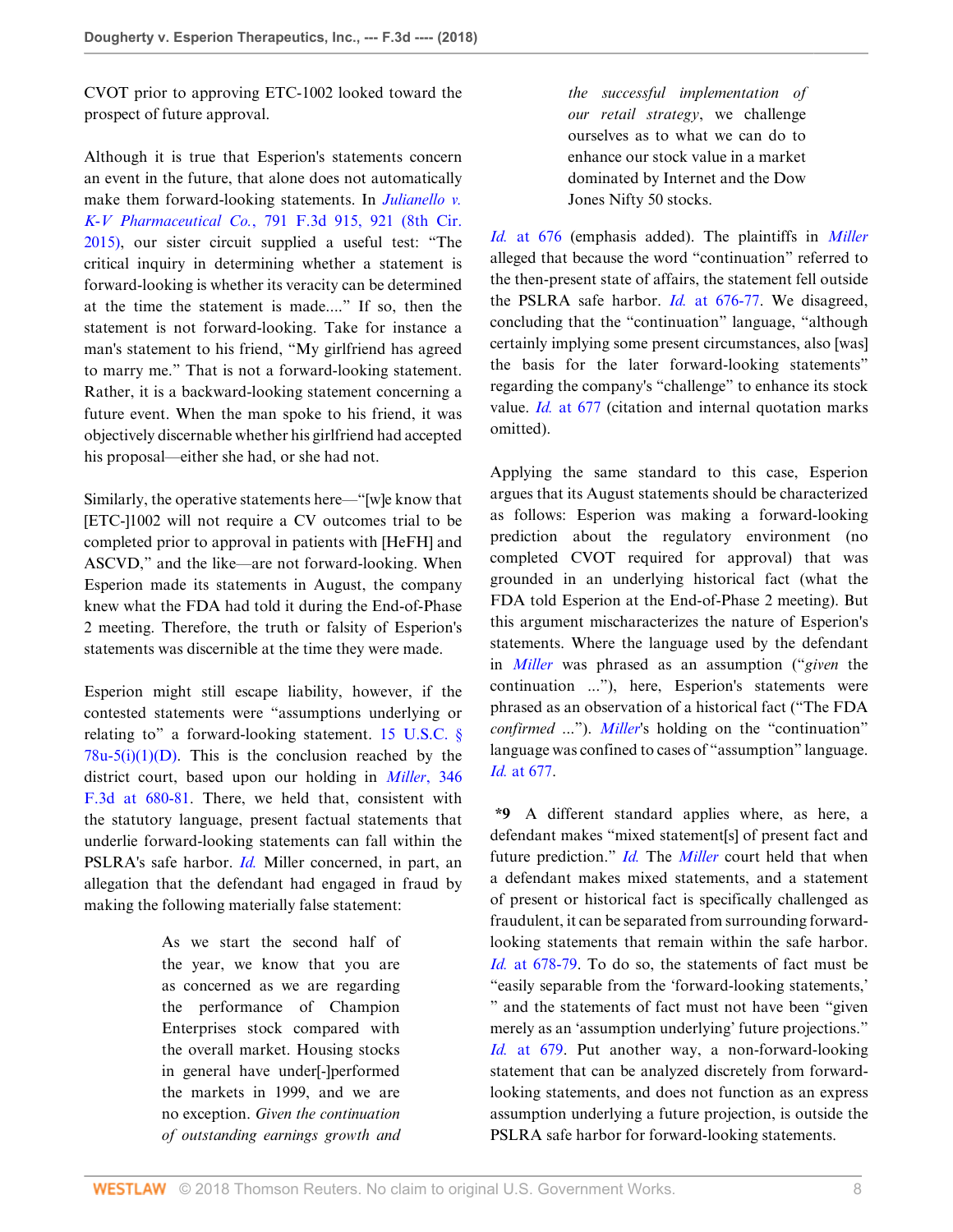CVOT prior to approving ETC-1002 looked toward the prospect of future approval.

Although it is true that Esperion's statements concern an event in the future, that alone does not automatically make them forward-looking statements. In *Julianello v. K-V Pharmaceutical Co.*, 791 F.3d 915, 921 (8th Cir. 2015), our sister circuit supplied a useful test: "The critical inquiry in determining whether a statement is forward-looking is whether its veracity can be determined at the time the statement is made...." If so, then the statement is not forward-looking. Take for instance a man's statement to his friend, "My girlfriend has agreed to marry me." That is not a forward-looking statement. Rather, it is a backward-looking statement concerning a future event. When the man spoke to his friend, it was objectively discernable whether his girlfriend had accepted his proposal—either she had, or she had not.

Similarly, the operative statements here—"[w]e know that [ETC-]1002 will not require a CV outcomes trial to be completed prior to approval in patients with [HeFH] and ASCVD," and the like—are not forward-looking. When Esperion made its statements in August, the company knew what the FDA had told it during the End-of-Phase 2 meeting. Therefore, the truth or falsity of Esperion's statements was discernible at the time they were made.

Esperion might still escape liability, however, if the contested statements were "assumptions underlying or relating to" a forward-looking statement. 15 U.S.C. § 78u-5(i)(1)(D). This is the conclusion reached by the district court, based upon our holding in *Miller*, 346 F.3d at 680-81. There, we held that, consistent with the statutory language, present factual statements that underlie forward-looking statements can fall within the PSLRA's safe harbor. *Id.* Miller concerned, in part, an allegation that the defendant had engaged in fraud by making the following materially false statement:

> As we start the second half of the year, we know that you are as concerned as we are regarding the performance of Champion Enterprises stock compared with the overall market. Housing stocks in general have under[-]performed the markets in 1999, and we are no exception. *Given the continuation of outstanding earnings growth and the successful implementation of our retail strategy*, we challenge ourselves as to what we can do to enhance our stock value in a market dominated by Internet and the Dow Jones Nifty 50 stocks.

*Id.* at 676 (emphasis added). The plaintiffs in *Miller* alleged that because the word "continuation" referred to the then-present state of affairs, the statement fell outside the PSLRA safe harbor. *Id.* at 676-77. We disagreed, concluding that the "continuation" language, "although certainly implying some present circumstances, also [was] the basis for the later forward-looking statements" regarding the company's "challenge" to enhance its stock value. *Id.* at 677 (citation and internal quotation marks omitted).

Applying the same standard to this case, Esperion argues that its August statements should be characterized as follows: Esperion was making a forward-looking prediction about the regulatory environment (no completed CVOT required for approval) that was grounded in an underlying historical fact (what the FDA told Esperion at the End-of-Phase 2 meeting). But this argument mischaracterizes the nature of Esperion's statements. Where the language used by the defendant in *Miller* was phrased as an assumption ("*given* the continuation ..."), here, Esperion's statements were phrased as an observation of a historical fact ("The FDA *confirmed* ..."). *Miller*'s holding on the "continuation" language was confined to cases of "assumption" language. *Id.* at 677.

**\*9** A different standard applies where, as here, a defendant makes "mixed statement[s] of present fact and future prediction." *Id.* The *Miller* court held that when a defendant makes mixed statements, and a statement of present or historical fact is specifically challenged as fraudulent, it can be separated from surrounding forward-looking statements that remain within the safe harbor. *Id.* at 678-79. To do so, the statements of fact must be "easily separable from the 'forward-looking statements,' " and the statements of fact must not have been "given merely as an 'assumption underlying' future projections." *Id.* at 679. Put another way, a non-forward-looking statement that can be analyzed discretely from forward-looking statements, and does not function as an express assumption underlying a future projection, is outside the PSLRA safe harbor for forward-looking statements.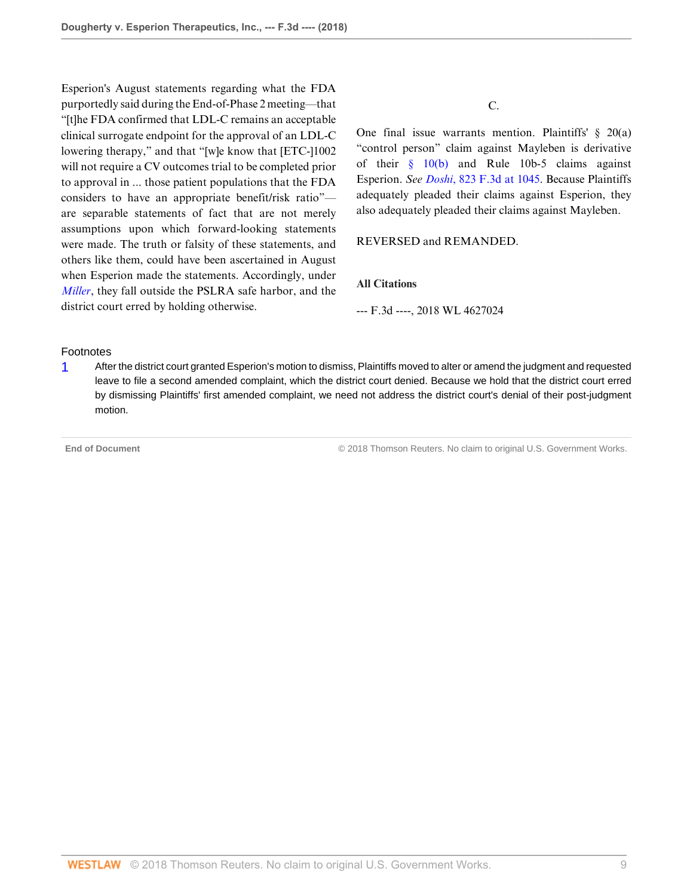Esperion's August statements regarding what the FDA purportedly said during the End-of-Phase 2 meeting—that "[t]he FDA confirmed that LDL-C remains an acceptable clinical surrogate endpoint for the approval of an LDL-C lowering therapy," and that "[w]e know that [ETC-]1002 will not require a CV outcomes trial to be completed prior to approval in ... those patient populations that the FDA considers to have an appropriate benefit/risk ratio"—are separable statements of fact that are not merely assumptions upon which forward-looking statements were made. The truth or falsity of these statements, and others like them, could have been ascertained in August when Esperion made the statements. Accordingly, under *Miller*, they fall outside the PSLRA safe harbor, and the district court erred by holding otherwise.

### C.

One final issue warrants mention. Plaintiffs' § 20(a) "control person" claim against Mayleben is derivative of their § 10(b) and Rule 10b-5 claims against Esperion. *See Doshi*, 823 F.3d at 1045. Because Plaintiffs adequately pleaded their claims against Esperion, they also adequately pleaded their claims against Mayleben.

REVERSED and REMANDED.

**All Citations**

--- F.3d ----, 2018 WL 4627024

## Footnotes

1 After the district court granted Esperion's motion to dismiss, Plaintiffs moved to alter or amend the judgment and requested leave to file a second amended complaint, which the district court denied. Because we hold that the district court erred by dismissing Plaintiffs' first amended complaint, we need not address the district court's denial of their post-judgment motion.

**End of Document** © 2018 Thomson Reuters. No claim to original U.S. Government Works.